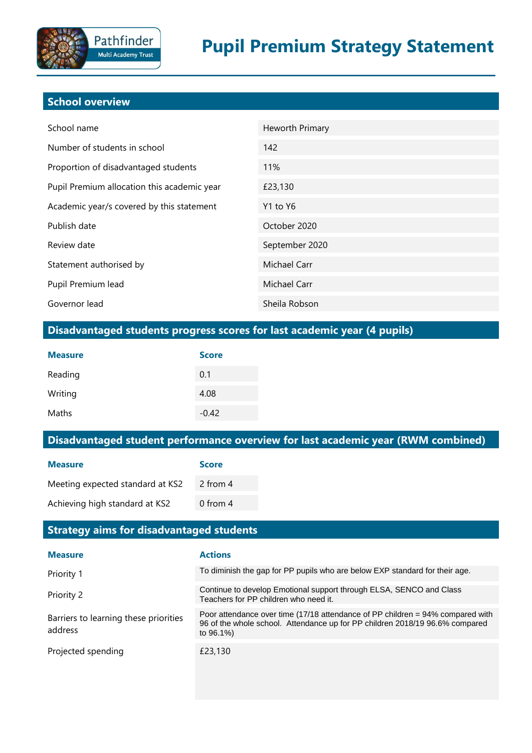# Pupil Premium Strategy Statement

## School overview

| | |
|---|---|
| School name | Heworth Primary |
| Number of students in school | 142 |
| Proportion of disadvantaged students | 11% |
| Pupil Premium allocation this academic year | £23,130 |
| Academic year/s covered by this statement | Y1 to Y6 |
| Publish date | October 2020 |
| Review date | September 2020 |
| Statement authorised by | Michael Carr |
| Pupil Premium lead | Michael Carr |
| Governor lead | Sheila Robson |

## Disadvantaged students progress scores for last academic year (4 pupils)

| Measure | Score |
|---|---|
| Reading | 0.1 |
| Writing | 4.08 |
| Maths | -0.42 |

## Disadvantaged student performance overview for last academic year (RWM combined)

| Measure | Score |
|---|---|
| Meeting expected standard at KS2 | 2 from 4 |
| Achieving high standard at KS2 | 0 from 4 |

## Strategy aims for disadvantaged students

| Measure | Actions |
|---|---|
| Priority 1 | To diminish the gap for PP pupils who are below EXP standard for their age. |
| Priority 2 | Continue to develop Emotional support through ELSA, SENCO and Class Teachers for PP children who need it. |
| Barriers to learning these priorities address | Poor attendance over time (17/18 attendance of PP children = 94% compared with 96 of the whole school. Attendance up for PP children 2018/19 96.6% compared to 96.1%) |
| Projected spending | £23,130 |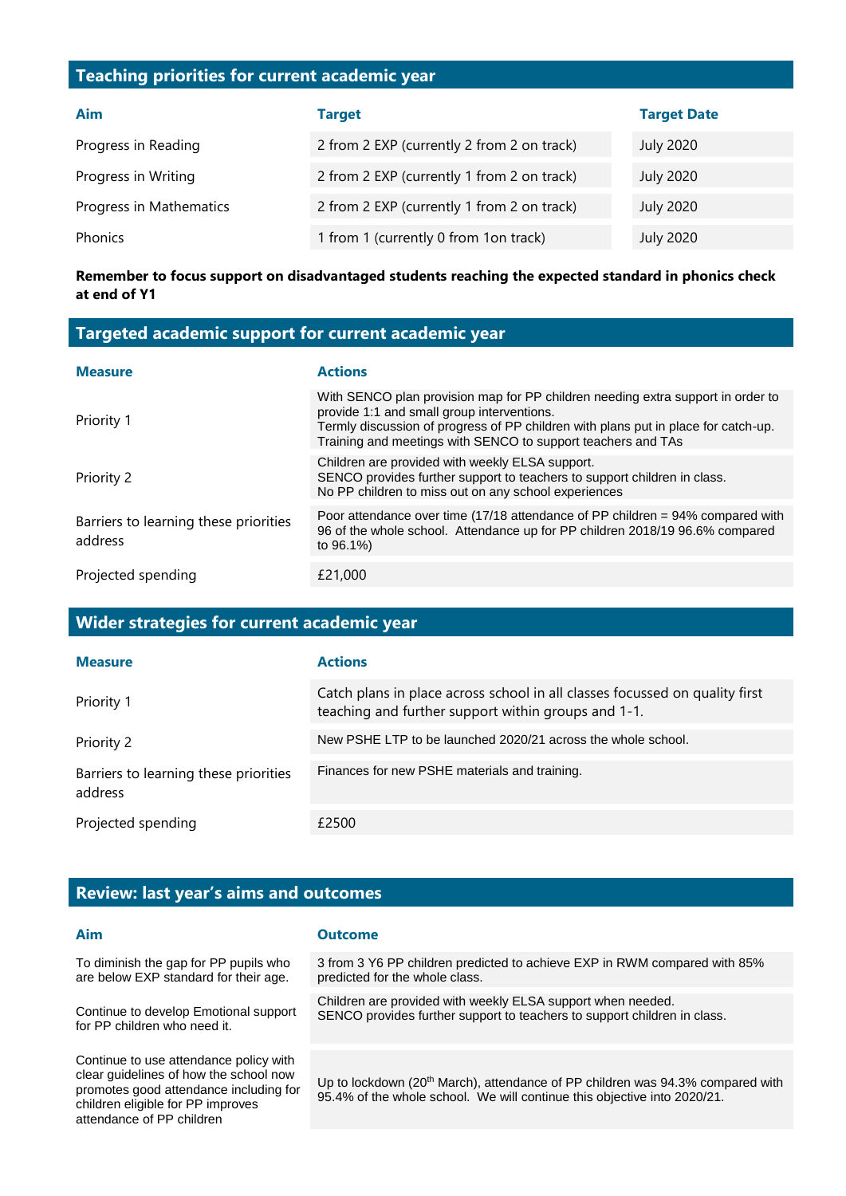## Teaching priorities for current academic year

| Aim | Target | Target Date |
|---|---|---|
| Progress in Reading | 2 from 2 EXP (currently 2 from 2 on track) | July 2020 |
| Progress in Writing | 2 from 2 EXP (currently 1 from 2 on track) | July 2020 |
| Progress in Mathematics | 2 from 2 EXP (currently 1 from 2 on track) | July 2020 |
| Phonics | 1 from 1 (currently 0 from 1on track) | July 2020 |

**Remember to focus support on disadvantaged students reaching the expected standard in phonics check at end of Y1**

## Targeted academic support for current academic year

| Measure | Actions |
|---|---|
| Priority 1 | With SENCO plan provision map for PP children needing extra support in order to provide 1:1 and small group interventions.<br>Termly discussion of progress of PP children with plans put in place for catch-up.<br>Training and meetings with SENCO to support teachers and TAs |
| Priority 2 | Children are provided with weekly ELSA support.<br>SENCO provides further support to teachers to support children in class.<br>No PP children to miss out on any school experiences |
| Barriers to learning these priorities address | Poor attendance over time (17/18 attendance of PP children = 94% compared with 96 of the whole school. Attendance up for PP children 2018/19 96.6% compared to 96.1%) |
| Projected spending | £21,000 |

## Wider strategies for current academic year

| Measure | Actions |
|---|---|
| Priority 1 | Catch plans in place across school in all classes focussed on quality first teaching and further support within groups and 1-1. |
| Priority 2 | New PSHE LTP to be launched 2020/21 across the whole school. |
| Barriers to learning these priorities address | Finances for new PSHE materials and training. |
| Projected spending | £2500 |

## Review: last year's aims and outcomes

| Aim | Outcome |
|---|---|
| To diminish the gap for PP pupils who are below EXP standard for their age. | 3 from 3 Y6 PP children predicted to achieve EXP in RWM compared with 85% predicted for the whole class. |
| Continue to develop Emotional support for PP children who need it. | Children are provided with weekly ELSA support when needed.<br>SENCO provides further support to teachers to support children in class. |
| Continue to use attendance policy with clear guidelines of how the school now promotes good attendance including for children eligible for PP improves attendance of PP children | Up to lockdown (20th March), attendance of PP children was 94.3% compared with 95.4% of the whole school. We will continue this objective into 2020/21. |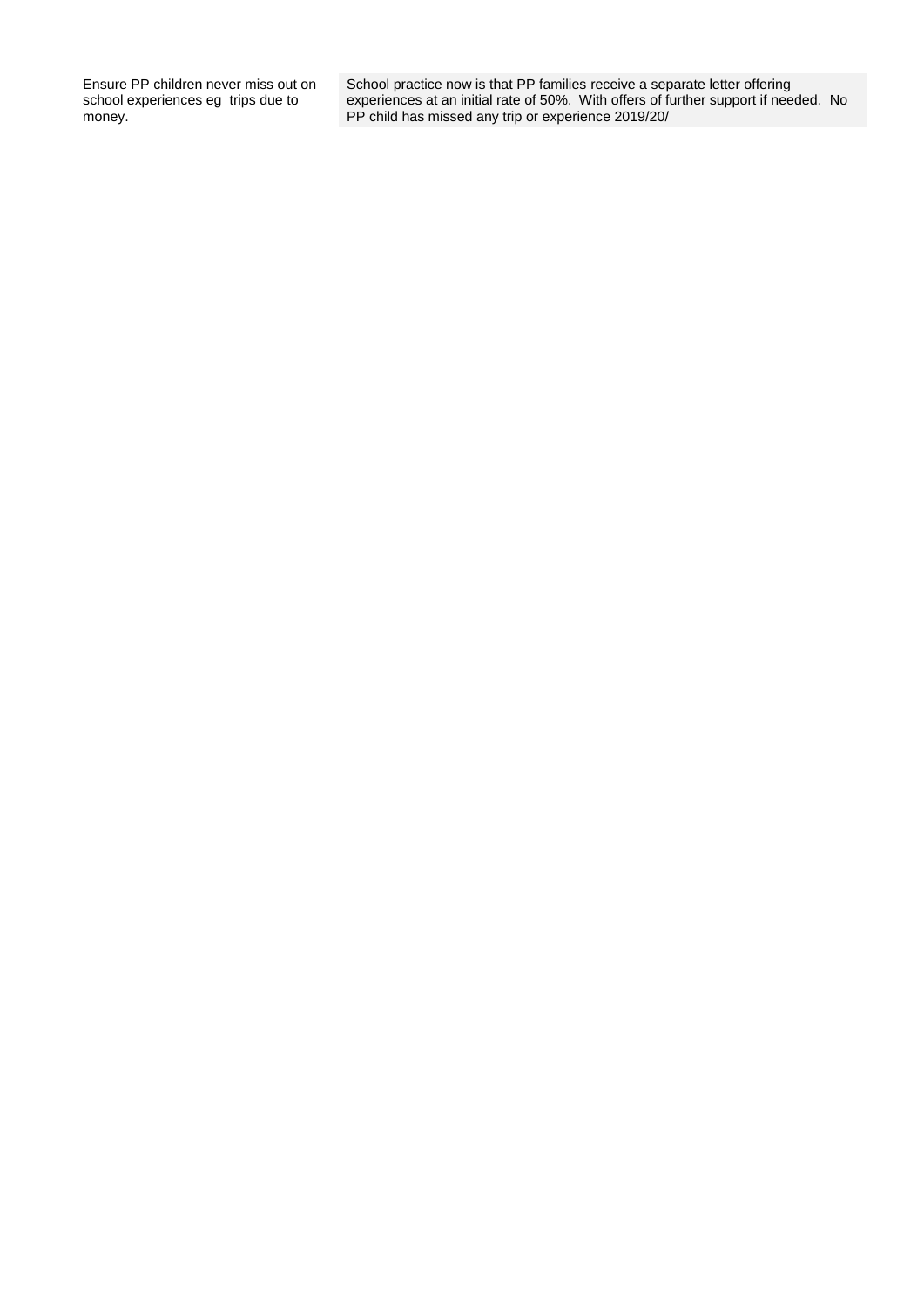| | |
|---|---|
| Ensure PP children never miss out on school experiences eg trips due to money. | School practice now is that PP families receive a separate letter offering experiences at an initial rate of 50%. With offers of further support if needed. No PP child has missed any trip or experience 2019/20/ |